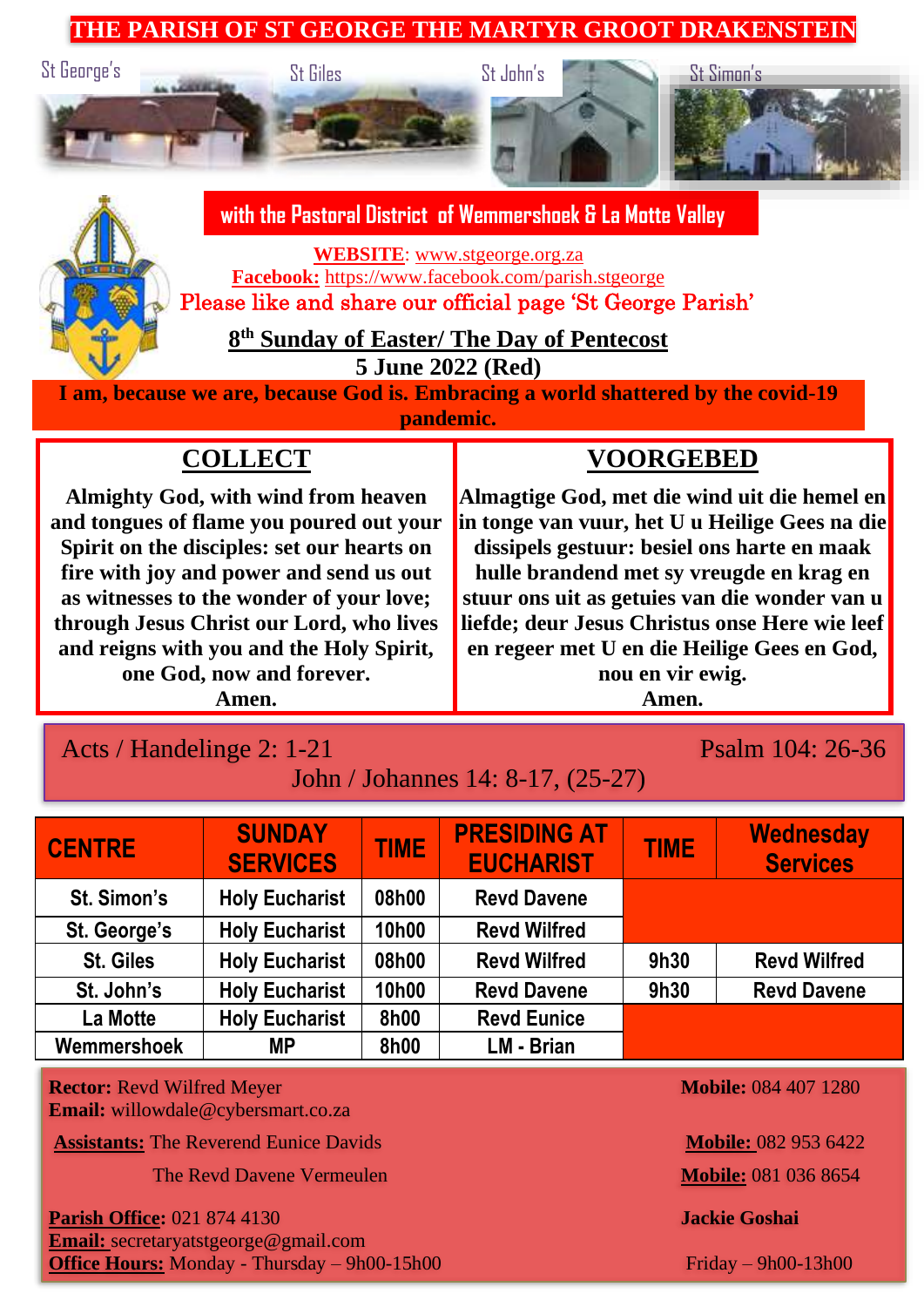# THE PARISH OF ST GEORGE THE MARTYR GROOT DRAKENSTEIN

St George's St Giles St John's St Simon's

**with the Pastoral District of Wemmershoek & La Motte Valley**

**WEBSITE**: www.stgeorge.org.za
**Facebook:** https://www.facebook.com/parish.stgeorge
Please like and share our official page 'St George Parish'

## 8th Sunday of Easter/ The Day of Pentecost
**5 June 2022 (Red)**

**I am, because we are, because God is. Embracing a world shattered by the covid-19 pandemic.**

## COLLECT

**Almighty God, with wind from heaven and tongues of flame you poured out your Spirit on the disciples: set our hearts on fire with joy and power and send us out as witnesses to the wonder of your love; through Jesus Christ our Lord, who lives and reigns with you and the Holy Spirit, one God, now and forever.
Amen.**

## VOORGEBED

**Almagtige God, met die wind uit die hemel en in tonge van vuur, het U u Heilige Gees na die dissipels gestuur: besiel ons harte en maak hulle brandend met sy vreugde en krag en stuur ons uit as getuies van die wonder van u liefde; deur Jesus Christus onse Here wie leef en regeer met U en die Heilige Gees en God, nou en vir ewig.
Amen.**

Acts / Handelinge 2: 1-21
Psalm 104: 26-36
John / Johannes 14: 8-17, (25-27)

| CENTRE | SUNDAY SERVICES | TIME | PRESIDING AT EUCHARIST | TIME | Wednesday Services |
|---|---|---|---|---|---|
| St. Simon's | Holy Eucharist | 08h00 | Revd Davene | | |
| St. George's | Holy Eucharist | 10h00 | Revd Wilfred | | |
| St. Giles | Holy Eucharist | 08h00 | Revd Wilfred | 9h30 | Revd Wilfred |
| St. John's | Holy Eucharist | 10h00 | Revd Davene | 9h30 | Revd Davene |
| La Motte | Holy Eucharist | 8h00 | Revd Eunice | | |
| Wemmershoek | MP | 8h00 | LM - Brian | | |

**Rector:** Revd Wilfred Meyer — **Mobile:** 084 407 1280
**Email:** willowdale@cybersmart.co.za

**Assistants:** The Reverend Eunice Davids — **Mobile:** 082 953 6422
The Revd Davene Vermeulen — **Mobile:** 081 036 8654

**Parish Office:** 021 874 4130 — **Jackie Goshai**
**Email:** secretaryatstgeorge@gmail.com
**Office Hours:** Monday - Thursday – 9h00-15h00 — Friday – 9h00-13h00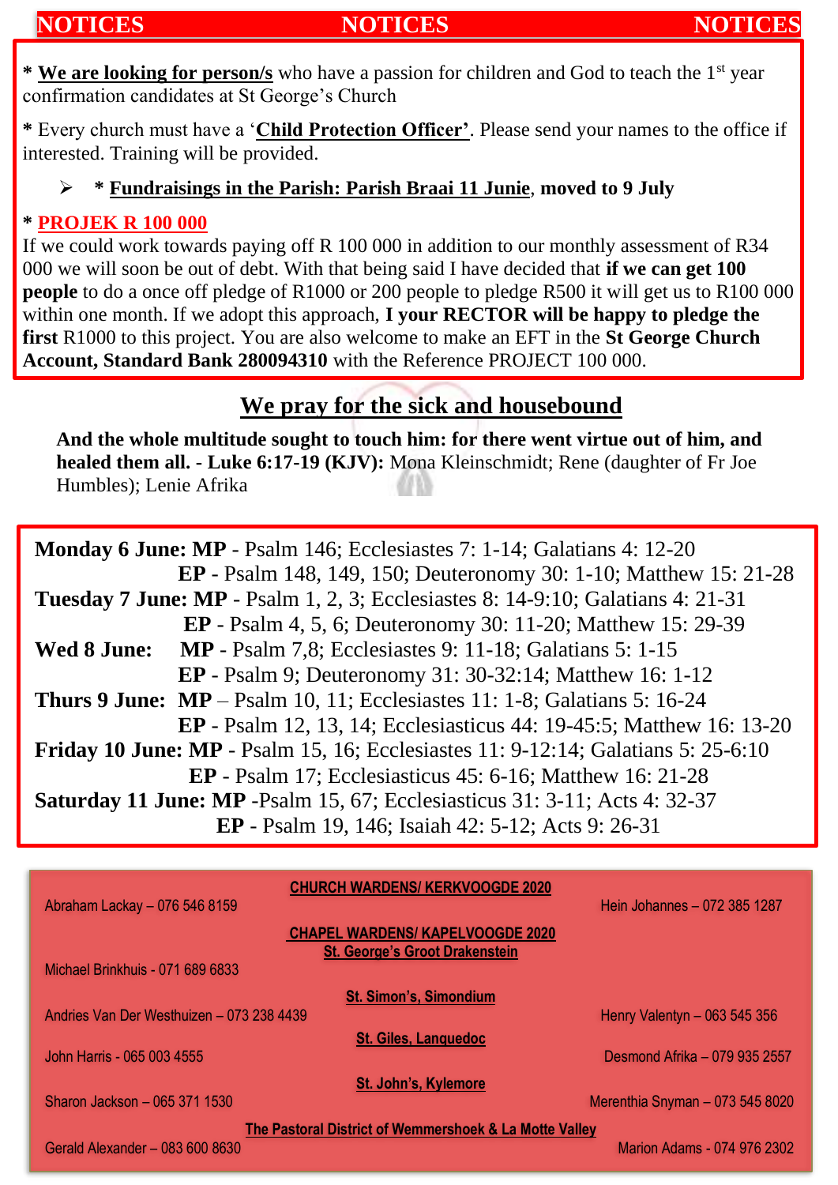# NOTICES NOTICES NOTICES

* **We are looking for person/s** who have a passion for children and God to teach the 1st year confirmation candidates at St George's Church

* Every church must have a '**Child Protection Officer'**. Please send your names to the office if interested. Training will be provided.

- * **Fundraisings in the Parish: Parish Braai 11 Junie**, **moved to 9 July**

* **PROJEK R 100 000**

If we could work towards paying off R 100 000 in addition to our monthly assessment of R34 000 we will soon be out of debt. With that being said I have decided that **if we can get 100 people** to do a once off pledge of R1000 or 200 people to pledge R500 it will get us to R100 000 within one month. If we adopt this approach, **I your RECTOR will be happy to pledge the first** R1000 to this project. You are also welcome to make an EFT in the **St George Church Account, Standard Bank 280094310** with the Reference PROJECT 100 000.

## We pray for the sick and housebound

**And the whole multitude sought to touch him: for there went virtue out of him, and healed them all. - Luke 6:17-19 (KJV):** Mona Kleinschmidt; Rene (daughter of Fr Joe Humbles); Lenie Afrika

**Monday 6 June: MP** - Psalm 146; Ecclesiastes 7: 1-14; Galatians 4: 12-20
**EP** - Psalm 148, 149, 150; Deuteronomy 30: 1-10; Matthew 15: 21-28

**Tuesday 7 June: MP** - Psalm 1, 2, 3; Ecclesiastes 8: 14-9:10; Galatians 4: 21-31
**EP** - Psalm 4, 5, 6; Deuteronomy 30: 11-20; Matthew 15: 29-39

**Wed 8 June: MP** - Psalm 7,8; Ecclesiastes 9: 11-18; Galatians 5: 1-15
**EP** - Psalm 9; Deuteronomy 31: 30-32:14; Matthew 16: 1-12

**Thurs 9 June: MP** – Psalm 10, 11; Ecclesiastes 11: 1-8; Galatians 5: 16-24
**EP** - Psalm 12, 13, 14; Ecclesiasticus 44: 19-45:5; Matthew 16: 13-20

**Friday 10 June: MP** - Psalm 15, 16; Ecclesiastes 11: 9-12:14; Galatians 5: 25-6:10
**EP** - Psalm 17; Ecclesiasticus 45: 6-16; Matthew 16: 21-28

**Saturday 11 June: MP** -Psalm 15, 67; Ecclesiasticus 31: 3-11; Acts 4: 32-37
**EP** - Psalm 19, 146; Isaiah 42: 5-12; Acts 9: 26-31

**CHURCH WARDENS/ KERKVOOGDE 2020**

Abraham Lackay – 076 546 8159 | Hein Johannes – 072 385 1287

**CHAPEL WARDENS/ KAPELVOOGDE 2020**

**St. George's Groot Drakenstein**

Michael Brinkhuis - 071 689 6833

**St. Simon's, Simondium**

Andries Van Der Westhuizen – 073 238 4439 | Henry Valentyn – 063 545 356

**St. Giles, Lanquedoc**

John Harris - 065 003 4555 | Desmond Afrika – 079 935 2557

**St. John's, Kylemore**

Sharon Jackson – 065 371 1530 | Merenthia Snyman – 073 545 8020

**The Pastoral District of Wemmershoek & La Motte Valley**

Gerald Alexander – 083 600 8630 | Marion Adams - 074 976 2302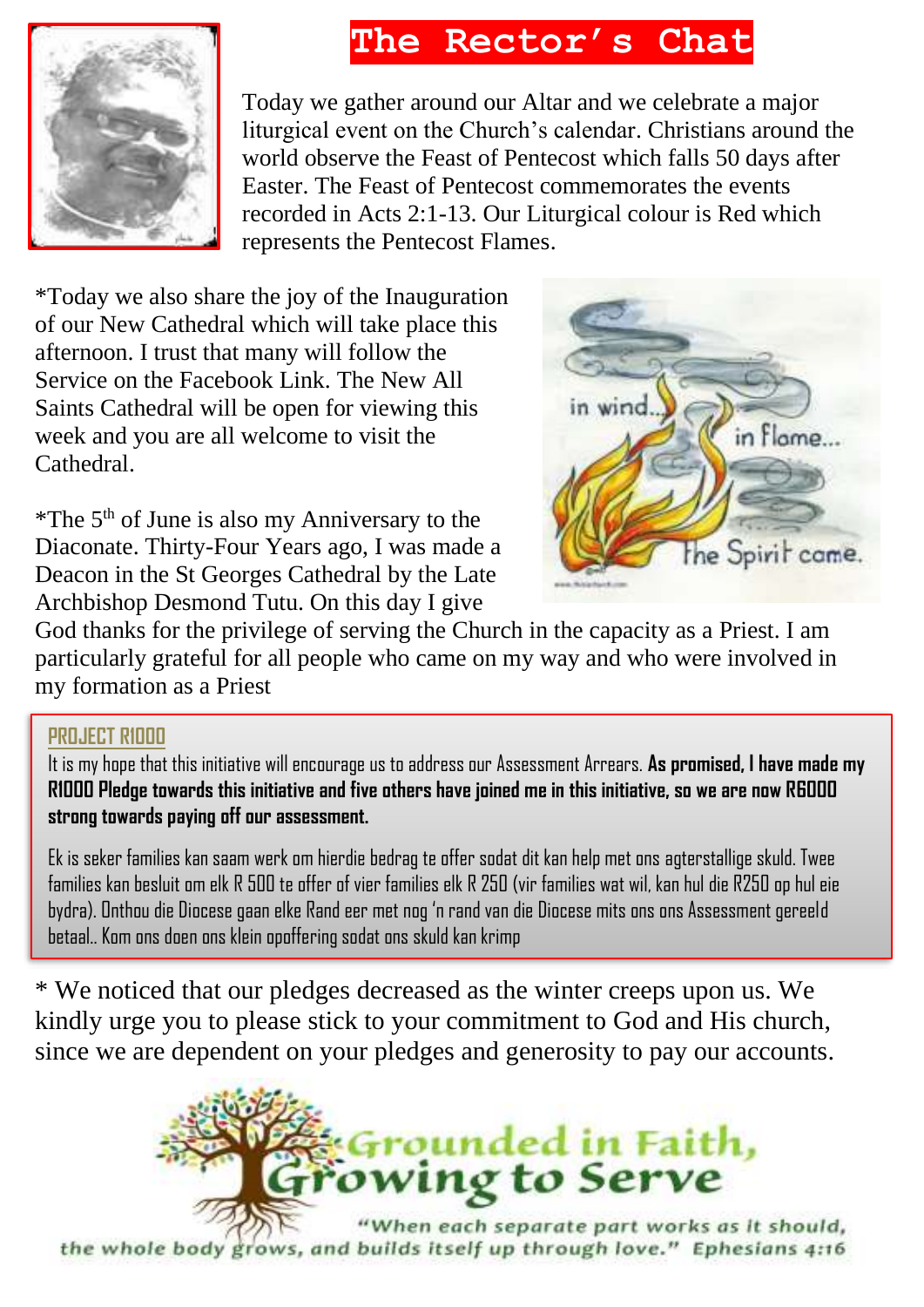# The Rector's Chat

Today we gather around our Altar and we celebrate a major liturgical event on the Church's calendar. Christians around the world observe the Feast of Pentecost which falls 50 days after Easter. The Feast of Pentecost commemorates the events recorded in Acts 2:1-13. Our Liturgical colour is Red which represents the Pentecost Flames.

*Today we also share the joy of the Inauguration of our New Cathedral which will take place this afternoon. I trust that many will follow the Service on the Facebook Link. The New All Saints Cathedral will be open for viewing this week and you are all welcome to visit the Cathedral.

*The 5th of June is also my Anniversary to the Diaconate. Thirty-Four Years ago, I was made a Deacon in the St Georges Cathedral by the Late Archbishop Desmond Tutu. On this day I give God thanks for the privilege of serving the Church in the capacity as a Priest. I am particularly grateful for all people who came on my way and who were involved in my formation as a Priest

**PROJECT R1000**

It is my hope that this initiative will encourage us to address our Assessment Arrears. **As promised, I have made my R1000 Pledge towards this initiative and five others have joined me in this initiative, so we are now R6000 strong towards paying off our assessment.**

Ek is seker families kan saam werk om hierdie bedrag te offer sodat dit kan help met ons agterstallige skuld. Twee families kan besluit om elk R 500 te offer of vier families elk R 250 (vir families wat wil, kan hul die R250 op hul eie bydra). Onthou die Diocese gaan elke Rand eer met nog 'n rand van die Diocese mits ons ons Assessment gereeld betaal.. Kom ons doen ons klein opoffering sodat ons skuld kan krimp

* We noticed that our pledges decreased as the winter creeps upon us. We kindly urge you to please stick to your commitment to God and His church, since we are dependent on your pledges and generosity to pay our accounts.

**Grounded in Faith, Growing to Serve**

"When each separate part works as it should, the whole body grows, and builds itself up through love." Ephesians 4:16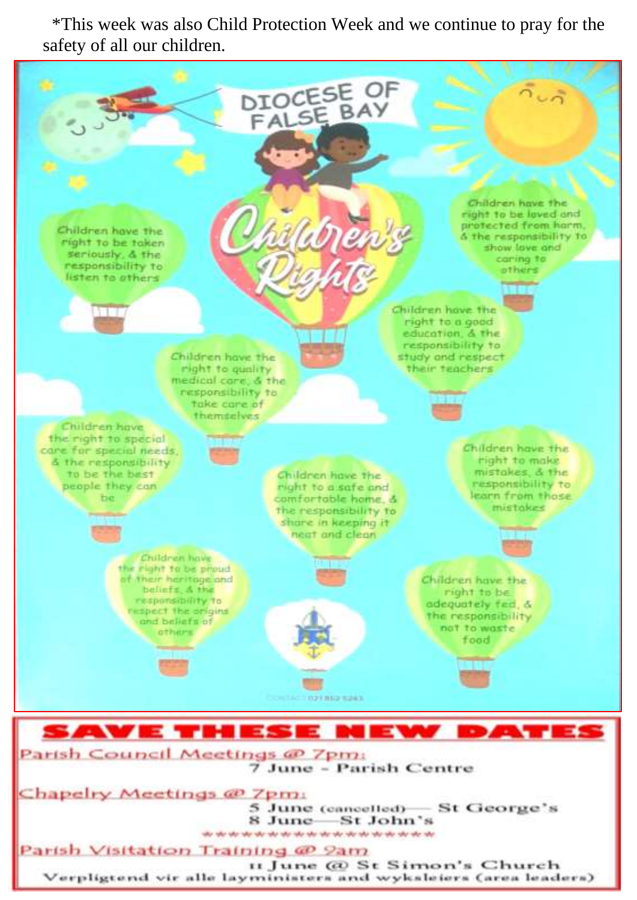*This week was also Child Protection Week and we continue to pray for the safety of all our children.

DIOCESE OF FALSE BAY

# Children's Rights

Children have the right to be taken seriously, & the responsibility to listen to others

Children have the right to be loved and protected from harm, & the responsibility to show love and caring to others

Children have the right to a good education, & the responsibility to study and respect their teachers

Children have the right to quality medical care, & the responsibility to take care of themselves

Children have the right to special care for special needs, & the responsibility to be the best people they can be

Children have the right to make mistakes, & the responsibility to learn from those mistakes

Children have the right to a safe and comfortable home, & the responsibility to share in keeping it neat and clean

Children have the right to be proud of their heritage and beliefs, & the responsibility to respect the origins and beliefs of others

Children have the right to be adequately fed, & the responsibility not to waste food

CONTACT: 021 852 5243

# SAVE THESE NEW DATES

**Parish Council Meetings @ 7pm:**

7 June – Parish Centre

**Chapelry Meetings @ 7pm:**

5 June (cancelled)— St George's

8 June—St John's

\*\*\*\*\*\*\*\*\*\*\*\*\*\*\*\*\*\*\*\*

**Parish Visitation Training @ 9am**

11 June @ St Simon's Church

Verpligtend vir alle layministers and wyksleiers (area leaders)